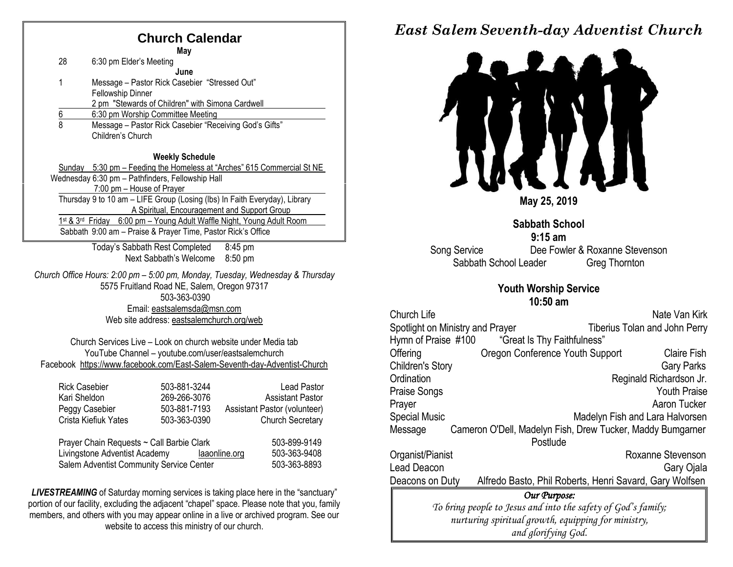## Church Calendar

**May**

28 6:30 pm Elder's Meeting

**June**

1 Message – Pastor Rick Casebier "Stressed Out"
Fellowship Dinner
2 pm "Stewards of Children" with Simona Cardwell

6 6:30 pm Worship Committee Meeting

8 Message – Pastor Rick Casebier "Receiving God's Gifts"
Children's Church

**Weekly Schedule**

Sunday 5:30 pm – Feeding the Homeless at "Arches" 615 Commercial St NE

Wednesday 6:30 pm – Pathfinders, Fellowship Hall
7:00 pm – House of Prayer

Thursday 9 to 10 am – LIFE Group (Losing (lbs) In Faith Everyday), Library
A Spiritual, Encouragement and Support Group

1st & 3rd Friday 6:00 pm – Young Adult Waffle Night, Young Adult Room

Sabbath 9:00 am – Praise & Prayer Time, Pastor Rick's Office

Today's Sabbath Rest Completed 8:45 pm
Next Sabbath's Welcome 8:50 pm

*Church Office Hours: 2:00 pm – 5:00 pm, Monday, Tuesday, Wednesday & Thursday*
5575 Fruitland Road NE, Salem, Oregon 97317
503-363-0390
Email: eastsalemsda@msn.com
Web site address: eastsalemchurch.org/web

Church Services Live – Look on church website under Media tab
YouTube Channel – youtube.com/user/eastsalemchurch
Facebook https://www.facebook.com/East-Salem-Seventh-day-Adventist-Church

| | | |
|---|---|---|
| Rick Casebier | 503-881-3244 | Lead Pastor |
| Kari Sheldon | 269-266-3076 | Assistant Pastor |
| Peggy Casebier | 503-881-7193 | Assistant Pastor (volunteer) |
| Crista Kiefiuk Yates | 503-363-0390 | Church Secretary |

| | | |
|---|---|---|
| Prayer Chain Requests ~ Call Barbie Clark | | 503-899-9149 |
| Livingstone Adventist Academy | laaonline.org | 503-363-9408 |
| Salem Adventist Community Service Center | | 503-363-8893 |

***LIVESTREAMING*** of Saturday morning services is taking place here in the "sanctuary" portion of our facility, excluding the adjacent "chapel" space. Please note that you, family members, and others with you may appear online in a live or archived program. See our website to access this ministry of our church.

# *East Salem Seventh-day Adventist Church*

**May 25, 2019**

**Sabbath School**
**9:15 am**

Song Service — Dee Fowler & Roxanne Stevenson
Sabbath School Leader — Greg Thornton

**Youth Worship Service**
**10:50 am**

| | |
|---|---|
| Church Life | Nate Van Kirk |
| Spotlight on Ministry and Prayer | Tiberius Tolan and John Perry |
| Hymn of Praise #100 | "Great Is Thy Faithfulness" |
| Offering — Oregon Conference Youth Support | Claire Fish |
| Children's Story | Gary Parks |
| Ordination | Reginald Richardson Jr. |
| Praise Songs | Youth Praise |
| Prayer | Aaron Tucker |
| Special Music | Madelyn Fish and Lara Halvorsen |
| Message | Cameron O'Dell, Madelyn Fish, Drew Tucker, Maddy Bumgarner |
| Postlude | |
| Organist/Pianist | Roxanne Stevenson |
| Lead Deacon | Gary Ojala |
| Deacons on Duty | Alfredo Basto, Phil Roberts, Henri Savard, Gary Wolfsen |

*Our Purpose:*
*To bring people to Jesus and into the safety of God's family;*
*nurturing spiritual growth, equipping for ministry,*
*and glorifying God.*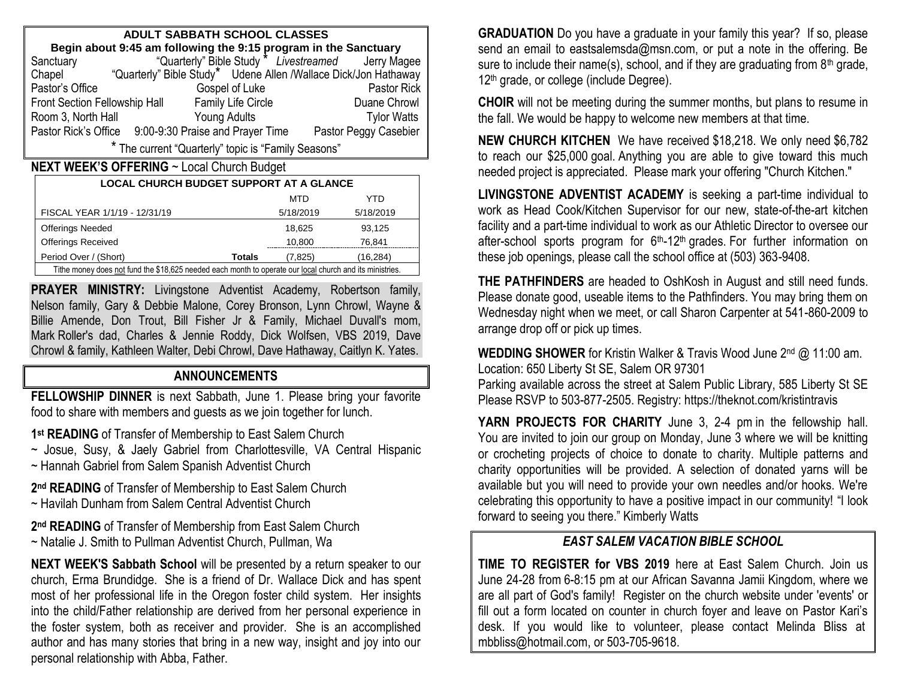## ADULT SABBATH SCHOOL CLASSES

**Begin about 9:45 am following the 9:15 program in the Sanctuary**

| Location | Class | Teacher |
|---|---|---|
| Sanctuary | "Quarterly" Bible Study * *Livestreamed* | Jerry Magee |
| Chapel | "Quarterly" Bible Study* | Udene Allen /Wallace Dick/Jon Hathaway |
| Pastor's Office | Gospel of Luke | Pastor Rick |
| Front Section Fellowship Hall | Family Life Circle | Duane Chrowl |
| Room 3, North Hall | Young Adults | Tylor Watts |
| Pastor Rick's Office | 9:00-9:30 Praise and Prayer Time | Pastor Peggy Casebier |

\* The current "Quarterly" topic is "Family Seasons"

**NEXT WEEK'S OFFERING** ~ Local Church Budget

| LOCAL CHURCH BUDGET SUPPORT AT A GLANCE | | | |
|---|---|---|---|
| | | MTD | YTD |
| FISCAL YEAR 1/1/19 - 12/31/19 | | 5/18/2019 | 5/18/2019 |
| Offerings Needed | | 18,625 | 93,125 |
| Offerings Received | | 10,800 | 76,841 |
| Period Over / (Short) | **Totals** | (7,825) | (16,284) |

Tithe money does not fund the $18,625 needed each month to operate our local church and its ministries.

**PRAYER MINISTRY:** Livingstone Adventist Academy, Robertson family, Nelson family, Gary & Debbie Malone, Corey Bronson, Lynn Chrowl, Wayne & Billie Amende, Don Trout, Bill Fisher Jr & Family, Michael Duvall's mom, Mark Roller's dad, Charles & Jennie Roddy, Dick Wolfsen, VBS 2019, Dave Chrowl & family, Kathleen Walter, Debi Chrowl, Dave Hathaway, Caitlyn K. Yates.

## ANNOUNCEMENTS

**FELLOWSHIP DINNER** is next Sabbath, June 1. Please bring your favorite food to share with members and guests as we join together for lunch.

**1st READING** of Transfer of Membership to East Salem Church
~ Josue, Susy, & Jaely Gabriel from Charlottesville, VA Central Hispanic
~ Hannah Gabriel from Salem Spanish Adventist Church

**2nd READING** of Transfer of Membership to East Salem Church
~ Havilah Dunham from Salem Central Adventist Church

**2nd READING** of Transfer of Membership from East Salem Church
~ Natalie J. Smith to Pullman Adventist Church, Pullman, Wa

**NEXT WEEK'S Sabbath School** will be presented by a return speaker to our church, Erma Brundidge. She is a friend of Dr. Wallace Dick and has spent most of her professional life in the Oregon foster child system. Her insights into the child/Father relationship are derived from her personal experience in the foster system, both as receiver and provider. She is an accomplished author and has many stories that bring in a new way, insight and joy into our personal relationship with Abba, Father.

**GRADUATION** Do you have a graduate in your family this year? If so, please send an email to eastsalemsda@msn.com, or put a note in the offering. Be sure to include their name(s), school, and if they are graduating from 8th grade, 12th grade, or college (include Degree).

**CHOIR** will not be meeting during the summer months, but plans to resume in the fall. We would be happy to welcome new members at that time.

**NEW CHURCH KITCHEN** We have received $18,218. We only need $6,782 to reach our $25,000 goal. Anything you are able to give toward this much needed project is appreciated. Please mark your offering "Church Kitchen."

**LIVINGSTONE ADVENTIST ACADEMY** is seeking a part-time individual to work as Head Cook/Kitchen Supervisor for our new, state-of-the-art kitchen facility and a part-time individual to work as our Athletic Director to oversee our after-school sports program for 6th-12th grades. For further information on these job openings, please call the school office at (503) 363-9408.

**THE PATHFINDERS** are headed to OshKosh in August and still need funds. Please donate good, useable items to the Pathfinders. You may bring them on Wednesday night when we meet, or call Sharon Carpenter at 541-860-2009 to arrange drop off or pick up times.

**WEDDING SHOWER** for Kristin Walker & Travis Wood June 2nd @ 11:00 am.
Location: 650 Liberty St SE, Salem OR 97301
Parking available across the street at Salem Public Library, 585 Liberty St SE
Please RSVP to 503-877-2505. Registry: https://theknot.com/kristintravis

**YARN PROJECTS FOR CHARITY** June 3, 2-4 pm in the fellowship hall. You are invited to join our group on Monday, June 3 where we will be knitting or crocheting projects of choice to donate to charity. Multiple patterns and charity opportunities will be provided. A selection of donated yarns will be available but you will need to provide your own needles and/or hooks. We're celebrating this opportunity to have a positive impact in our community! "I look forward to seeing you there." Kimberly Watts

### *EAST SALEM VACATION BIBLE SCHOOL*

**TIME TO REGISTER for VBS 2019** here at East Salem Church. Join us June 24-28 from 6-8:15 pm at our African Savanna Jamii Kingdom, where we are all part of God's family! Register on the church website under 'events' or fill out a form located on counter in church foyer and leave on Pastor Kari's desk. If you would like to volunteer, please contact Melinda Bliss at mbbliss@hotmail.com, or 503-705-9618.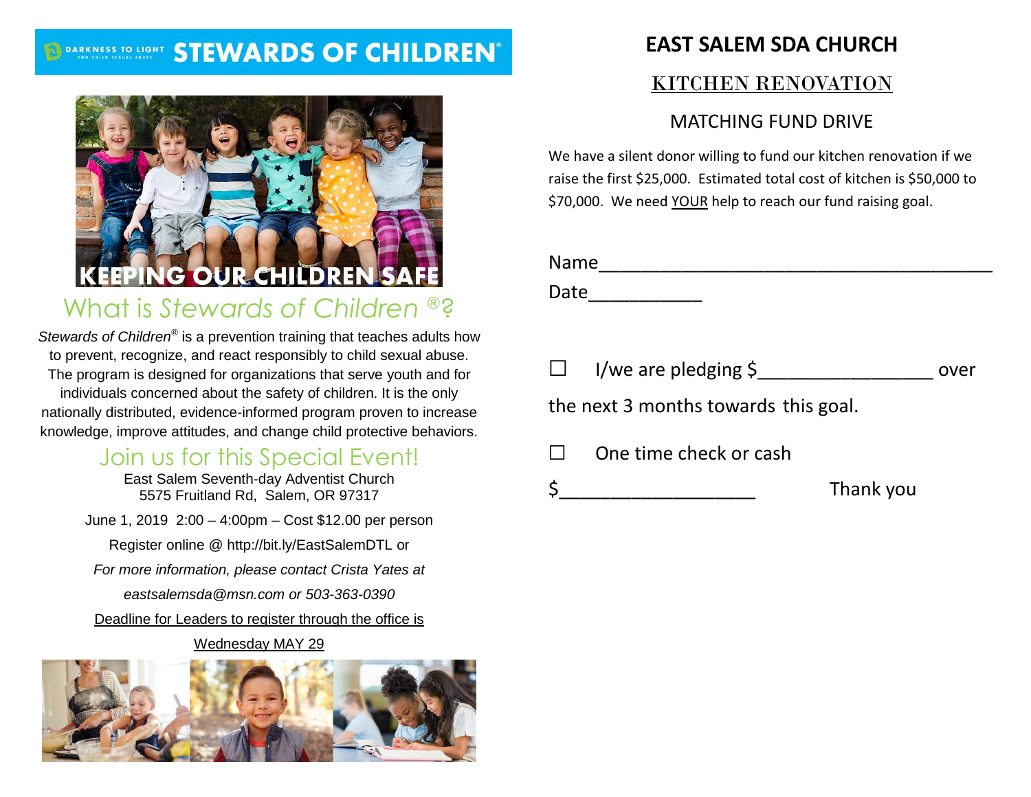# STEWARDS OF CHILDREN®

DARKNESS TO LIGHT — END CHILD SEXUAL ABUSE

KEEPING OUR CHILDREN SAFE

## What is *Stewards of Children* ®?

*Stewards of Children*® is a prevention training that teaches adults how to prevent, recognize, and react responsibly to child sexual abuse. The program is designed for organizations that serve youth and for individuals concerned about the safety of children. It is the only nationally distributed, evidence-informed program proven to increase knowledge, improve attitudes, and change child protective behaviors.

## Join us for this Special Event!

East Salem Seventh-day Adventist Church
5575 Fruitland Rd, Salem, OR 97317

June 1, 2019 2:00 – 4:00pm – Cost $12.00 per person

Register online @ http://bit.ly/EastSalemDTL or

*For more information, please contact Crista Yates at*

*eastsalemsda@msn.com or 503-363-0390*

<u>Deadline for Leaders to register through the office is</u>

<u>Wednesday MAY 29</u>

# EAST SALEM SDA CHURCH

## <u>KITCHEN RENOVATION</u>

## MATCHING FUND DRIVE

We have a silent donor willing to fund our kitchen renovation if we raise the first $25,000. Estimated total cost of kitchen is $50,000 to $70,000. We need <u>YOUR</u> help to reach our fund raising goal.

Name_______________________________________

Date___________

☐ I/we are pledging $_________________ over the next 3 months towards this goal.

☐ One time check or cash

$___________________ Thank you